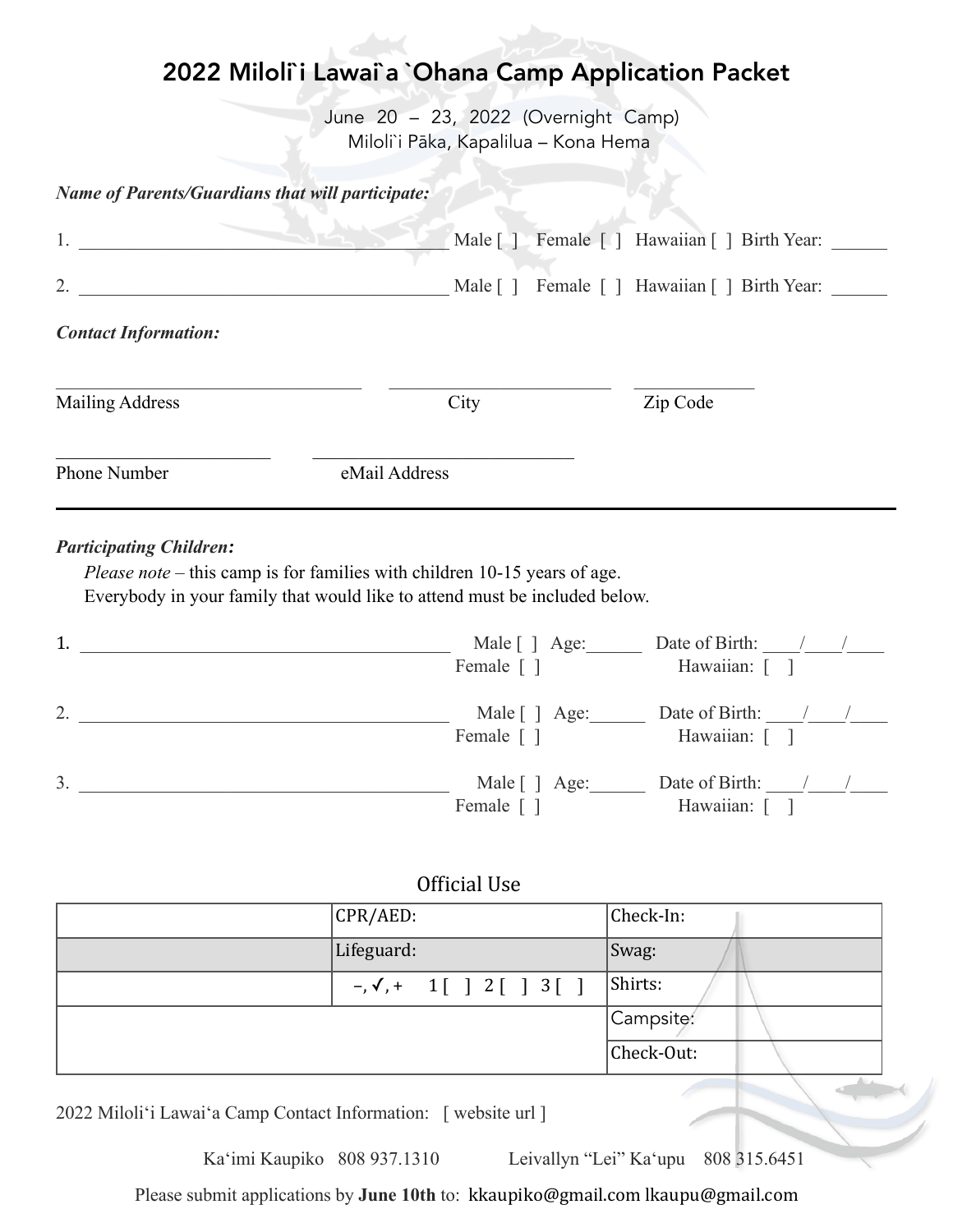# 2022 Miloli`i Lawai`a `Ohana Camp Application Packet

June 20 – 23, 2022 (Overnight Camp)
Miloli`i Pāka, Kapalilua – Kona Hema

***Name of Parents/Guardians that will participate:***

1. ________________________________________ Male [ ] Female [ ] Hawaiian [ ] Birth Year: ______

2. ________________________________________ Male [ ] Female [ ] Hawaiian [ ] Birth Year: ______

***Contact Information:***

__________________________________ ________________________ ____________
Mailing Address City Zip Code

______________________ ____________________________
Phone Number eMail Address

---

***Participating Children:***

*Please note* – this camp is for families with children 10-15 years of age.
Everybody in your family that would like to attend must be included below.

1. ________________________________________ Male [ ] Female [ ] Age:______ Date of Birth: ____/____/____ Hawaiian: [ ]

2. ________________________________________ Male [ ] Female [ ] Age:______ Date of Birth: ____/____/____ Hawaiian: [ ]

3. ________________________________________ Male [ ] Female [ ] Age:______ Date of Birth: ____/____/____ Hawaiian: [ ]

Official Use

| | CPR/AED: | Check-In: |
|---|---|---|
| | Lifeguard: | Swag: |
| | –, ✓, + 1 [ ] 2 [ ] 3 [ ] | Shirts: |
| | | Campsite: |
| | | Check-Out: |

2022 Miloli‘i Lawai‘a Camp Contact Information: [ website url ]

Ka‘imi Kaupiko 808 937.1310 Leivallyn "Lei" Ka‘upu 808 315.6451

Please submit applications by **June 10th** to: kkaupiko@gmail.com lkaupu@gmail.com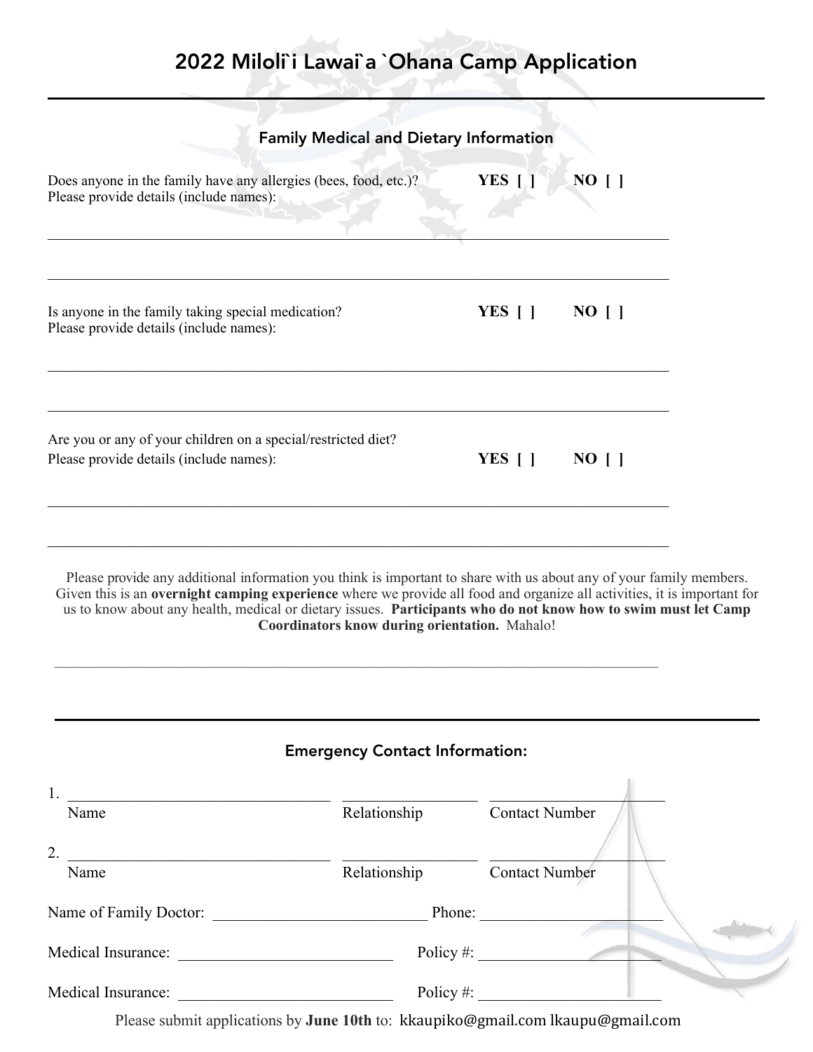# 2022 Miloli`i Lawai`a `Ohana Camp Application

## Family Medical and Dietary Information

Does anyone in the family have any allergies (bees, food, etc.)? **YES [ ]** **NO [ ]**
Please provide details (include names):

________________________________________________________________________________

________________________________________________________________________________

Is anyone in the family taking special medication? **YES [ ]** **NO [ ]**
Please provide details (include names):

________________________________________________________________________________

________________________________________________________________________________

Are you or any of your children on a special/restricted diet?
Please provide details (include names): **YES [ ]** **NO [ ]**

________________________________________________________________________________

________________________________________________________________________________

Please provide any additional information you think is important to share with us about any of your family members. Given this is an **overnight camping experience** where we provide all food and organize all activities, it is important for us to know about any health, medical or dietary issues. **Participants who do not know how to swim must let Camp Coordinators know during orientation.** Mahalo!

________________________________________________________________________________

## Emergency Contact Information:

1. ______________________________ ________________ ____________________
   Name Relationship Contact Number

2. ______________________________ ________________ ____________________
   Name Relationship Contact Number

Name of Family Doctor: ________________________ Phone: ____________________

Medical Insurance: ________________________ Policy #: ____________________

Medical Insurance: ________________________ Policy #: ____________________

Please submit applications by **June 10th** to: kkaupiko@gmail.com lkaupu@gmail.com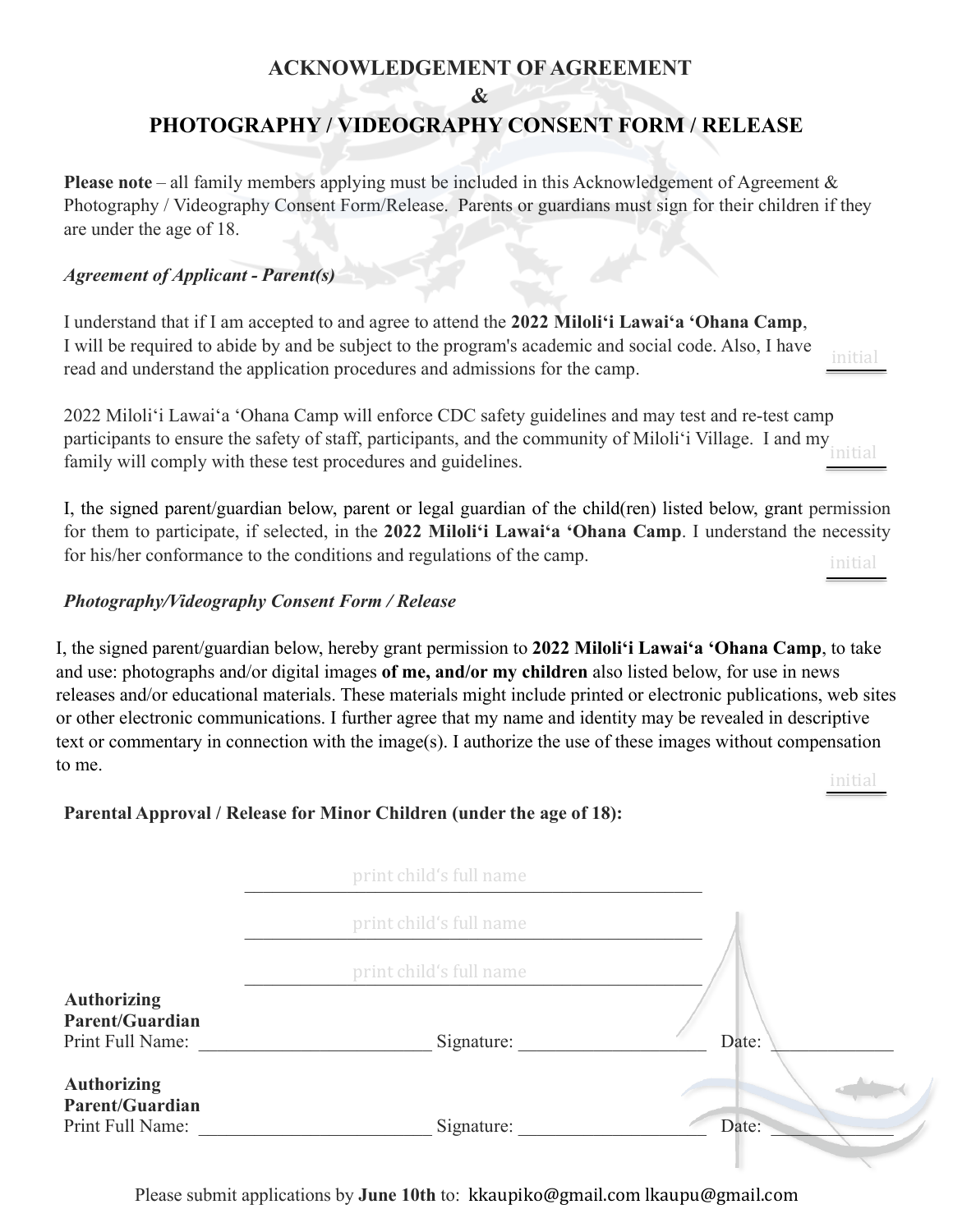# ACKNOWLEDGEMENT OF AGREEMENT
# &
# PHOTOGRAPHY / VIDEOGRAPHY CONSENT FORM / RELEASE

**Please note** – all family members applying must be included in this Acknowledgement of Agreement & Photography / Videography Consent Form/Release. Parents or guardians must sign for their children if they are under the age of 18.

***Agreement of Applicant - Parent(s)***

I understand that if I am accepted to and agree to attend the **2022 Miloli‘i Lawai‘a ‘Ohana Camp**, I will be required to abide by and be subject to the program's academic and social code. Also, I have read and understand the application procedures and admissions for the camp. initial ______

2022 Miloli‘i Lawai‘a ‘Ohana Camp will enforce CDC safety guidelines and may test and re-test camp participants to ensure the safety of staff, participants, and the community of Miloli‘i Village. I and my family will comply with these test procedures and guidelines. initial ______

I, the signed parent/guardian below, parent or legal guardian of the child(ren) listed below, grant permission for them to participate, if selected, in the **2022 Miloli‘i Lawai‘a ‘Ohana Camp**. I understand the necessity for his/her conformance to the conditions and regulations of the camp. initial ______

***Photography/Videography Consent Form / Release***

I, the signed parent/guardian below, hereby grant permission to **2022 Miloli‘i Lawai‘a ‘Ohana Camp**, to take and use: photographs and/or digital images **of me, and/or my children** also listed below, for use in news releases and/or educational materials. These materials might include printed or electronic publications, web sites or other electronic communications. I further agree that my name and identity may be revealed in descriptive text or commentary in connection with the image(s). I authorize the use of these images without compensation to me. initial ______

**Parental Approval / Release for Minor Children (under the age of 18):**

______________________________ print child's full name

______________________________ print child's full name

______________________________ print child's full name

**Authorizing Parent/Guardian**
Print Full Name: ______________________ Signature: ____________________ Date: ____________

**Authorizing Parent/Guardian**
Print Full Name: ______________________ Signature: ____________________ Date: ____________

Please submit applications by **June 10th** to: kkaupiko@gmail.com lkaupu@gmail.com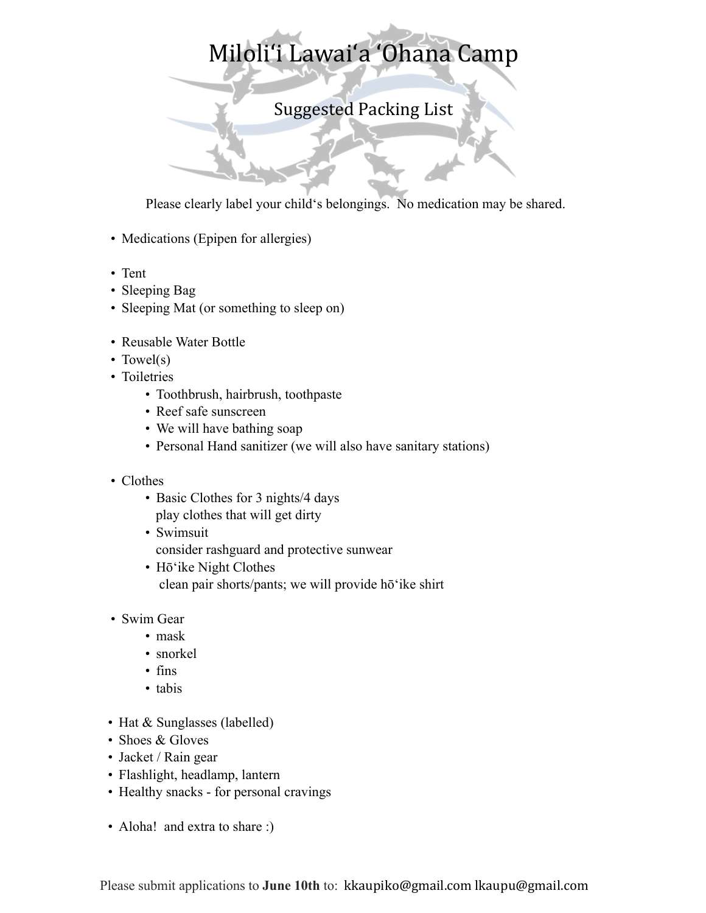# Miloliʻi Lawaiʻa ʻOhana Camp

## Suggested Packing List

Please clearly label your child's belongings. No medication may be shared.

- Medications (Epipen for allergies)

- Tent
- Sleeping Bag
- Sleeping Mat (or something to sleep on)

- Reusable Water Bottle
- Towel(s)
- Toiletries
  - Toothbrush, hairbrush, toothpaste
  - Reef safe sunscreen
  - We will have bathing soap
  - Personal Hand sanitizer (we will also have sanitary stations)

- Clothes
  - Basic Clothes for 3 nights/4 days
    play clothes that will get dirty
  - Swimsuit
    consider rashguard and protective sunwear
  - Hōʻike Night Clothes
    clean pair shorts/pants; we will provide hōʻike shirt

- Swim Gear
  - mask
  - snorkel
  - fins
  - tabis

- Hat & Sunglasses (labelled)
- Shoes & Gloves
- Jacket / Rain gear
- Flashlight, headlamp, lantern
- Healthy snacks - for personal cravings

- Aloha! and extra to share :)

Please submit applications to **June 10th** to: kkaupiko@gmail.com lkaupu@gmail.com